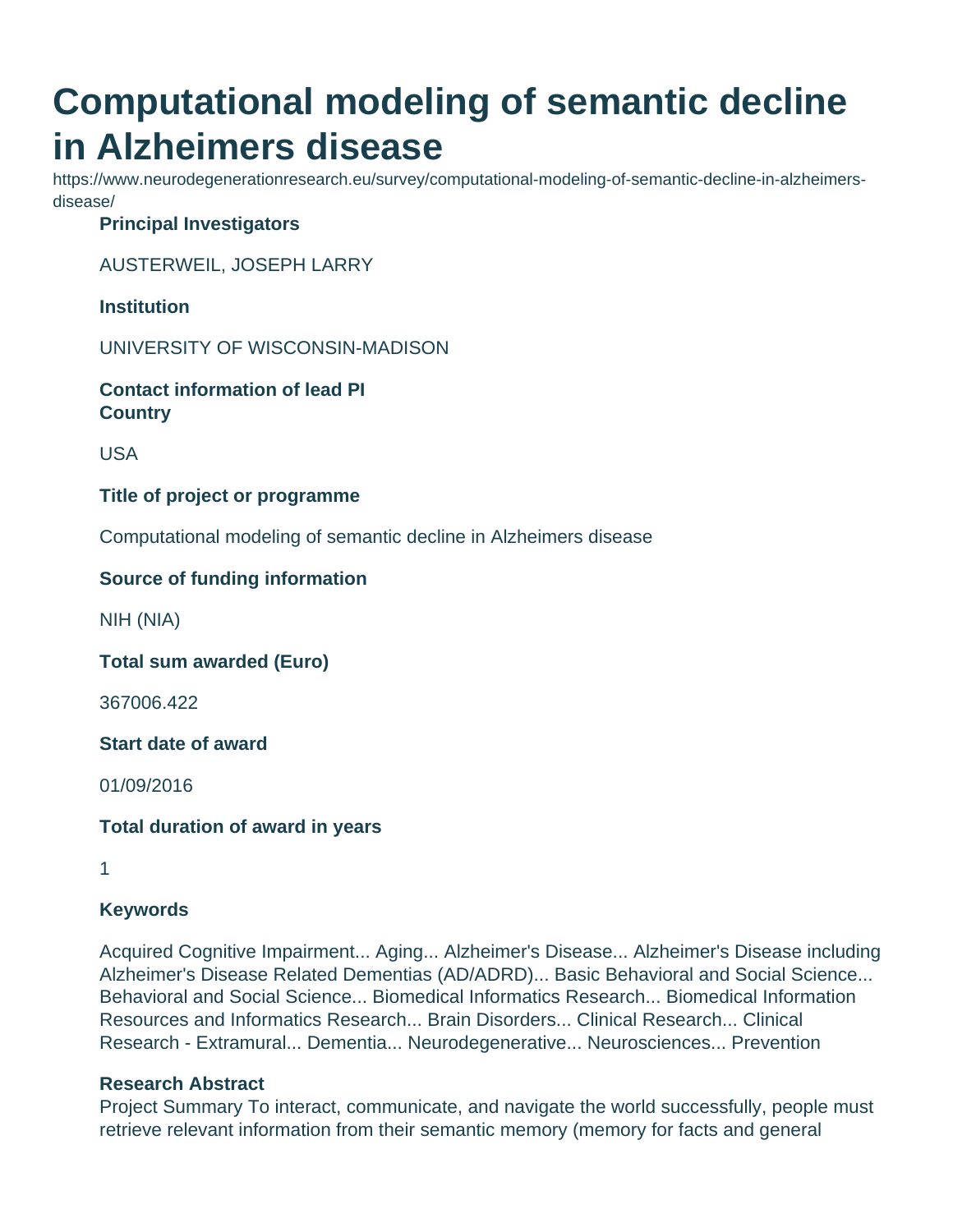# Computational modeling of semantic decline in Alzheimers disease

https://www.neurodegenerationresearch.eu/survey/computational-modeling-of-semantic-decline-in-alzheimers-disease/

**Principal Investigators**

AUSTERWEIL, JOSEPH LARRY

**Institution**

UNIVERSITY OF WISCONSIN-MADISON

**Contact information of lead PI**

**Country**

USA

**Title of project or programme**

Computational modeling of semantic decline in Alzheimers disease

**Source of funding information**

NIH (NIA)

**Total sum awarded (Euro)**

367006.422

**Start date of award**

01/09/2016

**Total duration of award in years**

1

**Keywords**

Acquired Cognitive Impairment... Aging... Alzheimer's Disease... Alzheimer's Disease including Alzheimer's Disease Related Dementias (AD/ADRD)... Basic Behavioral and Social Science... Behavioral and Social Science... Biomedical Informatics Research... Biomedical Information Resources and Informatics Research... Brain Disorders... Clinical Research... Clinical Research - Extramural... Dementia... Neurodegenerative... Neurosciences... Prevention

**Research Abstract**

Project Summary To interact, communicate, and navigate the world successfully, people must retrieve relevant information from their semantic memory (memory for facts and general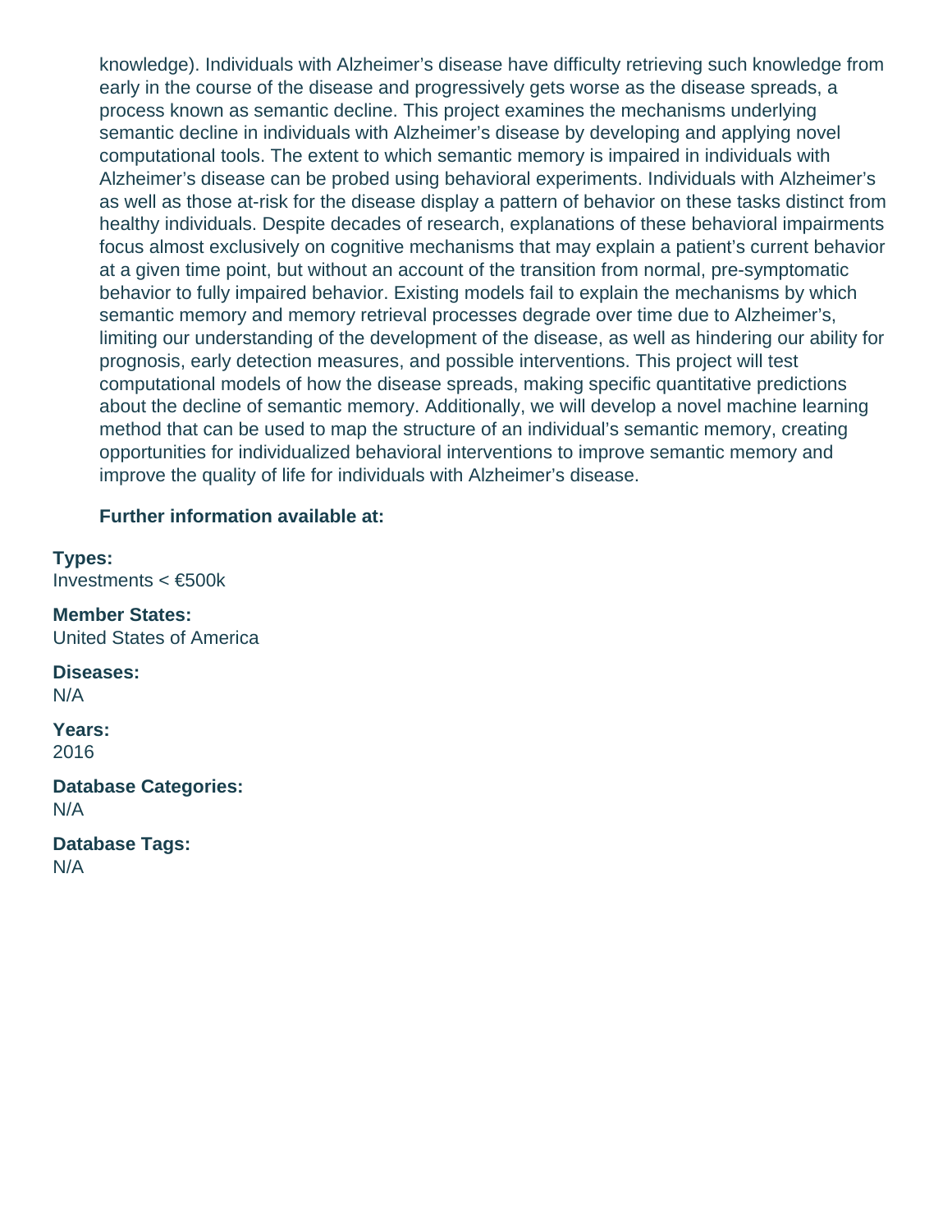knowledge). Individuals with Alzheimer's disease have difficulty retrieving such knowledge from early in the course of the disease and progressively gets worse as the disease spreads, a process known as semantic decline. This project examines the mechanisms underlying semantic decline in individuals with Alzheimer's disease by developing and applying novel computational tools. The extent to which semantic memory is impaired in individuals with Alzheimer's disease can be probed using behavioral experiments. Individuals with Alzheimer's as well as those at-risk for the disease display a pattern of behavior on these tasks distinct from healthy individuals. Despite decades of research, explanations of these behavioral impairments focus almost exclusively on cognitive mechanisms that may explain a patient's current behavior at a given time point, but without an account of the transition from normal, pre-symptomatic behavior to fully impaired behavior. Existing models fail to explain the mechanisms by which semantic memory and memory retrieval processes degrade over time due to Alzheimer's, limiting our understanding of the development of the disease, as well as hindering our ability for prognosis, early detection measures, and possible interventions. This project will test computational models of how the disease spreads, making specific quantitative predictions about the decline of semantic memory. Additionally, we will develop a novel machine learning method that can be used to map the structure of an individual's semantic memory, creating opportunities for individualized behavioral interventions to improve semantic memory and improve the quality of life for individuals with Alzheimer's disease.

**Further information available at:**

**Types:**
Investments < €500k

**Member States:**
United States of America

**Diseases:**
N/A

**Years:**
2016

**Database Categories:**
N/A

**Database Tags:**
N/A